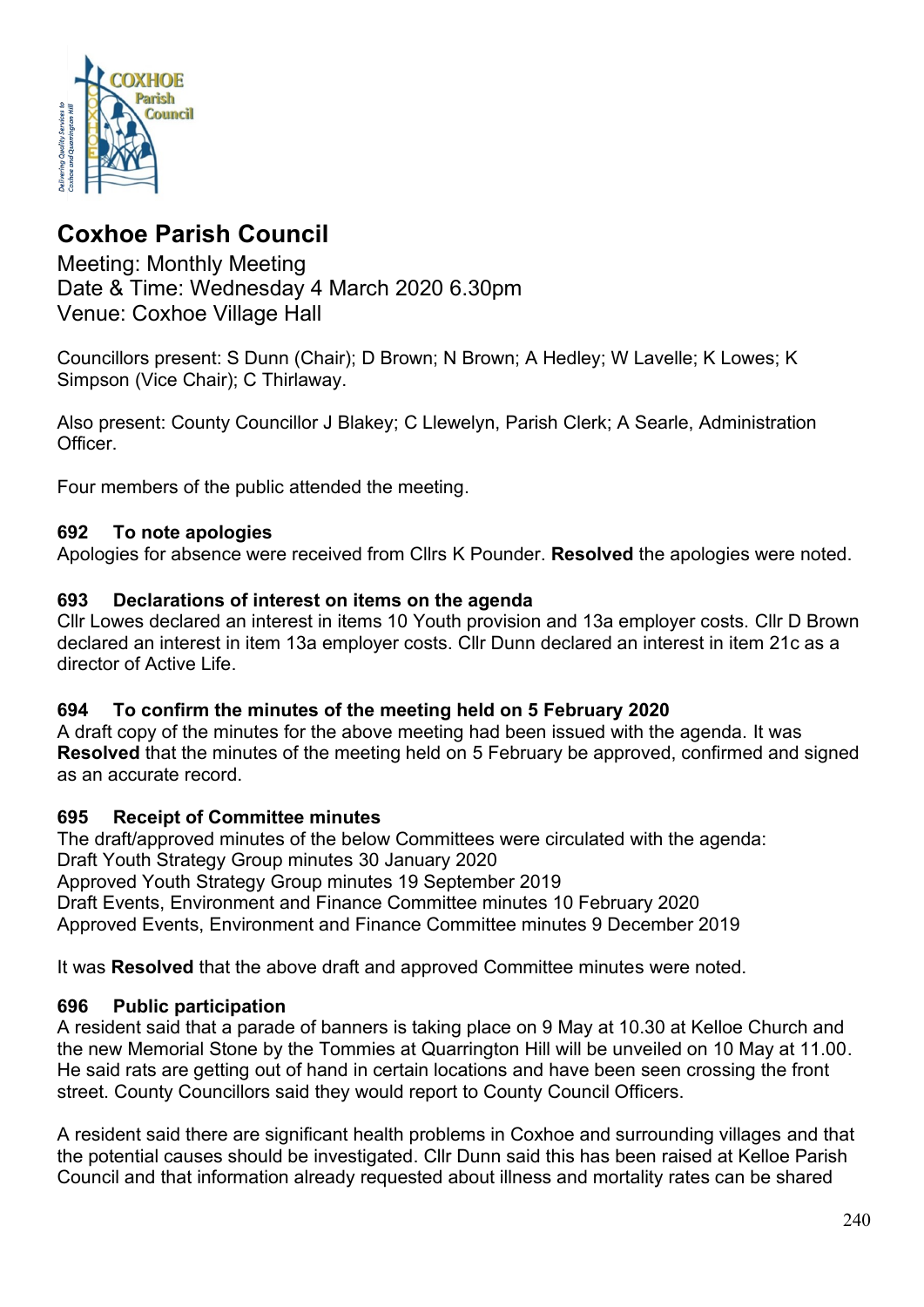# Coxhoe Parish Council

Meeting: Monthly Meeting
Date & Time: Wednesday 4 March 2020 6.30pm
Venue: Coxhoe Village Hall

Councillors present: S Dunn (Chair); D Brown; N Brown; A Hedley; W Lavelle; K Lowes; K Simpson (Vice Chair); C Thirlaway.

Also present: County Councillor J Blakey; C Llewelyn, Parish Clerk; A Searle, Administration Officer.

Four members of the public attended the meeting.

### 692 To note apologies

Apologies for absence were received from Cllrs K Pounder. **Resolved** the apologies were noted.

### 693 Declarations of interest on items on the agenda

Cllr Lowes declared an interest in items 10 Youth provision and 13a employer costs. Cllr D Brown declared an interest in item 13a employer costs. Cllr Dunn declared an interest in item 21c as a director of Active Life.

### 694 To confirm the minutes of the meeting held on 5 February 2020

A draft copy of the minutes for the above meeting had been issued with the agenda. It was **Resolved** that the minutes of the meeting held on 5 February be approved, confirmed and signed as an accurate record.

### 695 Receipt of Committee minutes

The draft/approved minutes of the below Committees were circulated with the agenda:
Draft Youth Strategy Group minutes 30 January 2020
Approved Youth Strategy Group minutes 19 September 2019
Draft Events, Environment and Finance Committee minutes 10 February 2020
Approved Events, Environment and Finance Committee minutes 9 December 2019

It was **Resolved** that the above draft and approved Committee minutes were noted.

### 696 Public participation

A resident said that a parade of banners is taking place on 9 May at 10.30 at Kelloe Church and the new Memorial Stone by the Tommies at Quarrington Hill will be unveiled on 10 May at 11.00. He said rats are getting out of hand in certain locations and have been seen crossing the front street. County Councillors said they would report to County Council Officers.

A resident said there are significant health problems in Coxhoe and surrounding villages and that the potential causes should be investigated. Cllr Dunn said this has been raised at Kelloe Parish Council and that information already requested about illness and mortality rates can be shared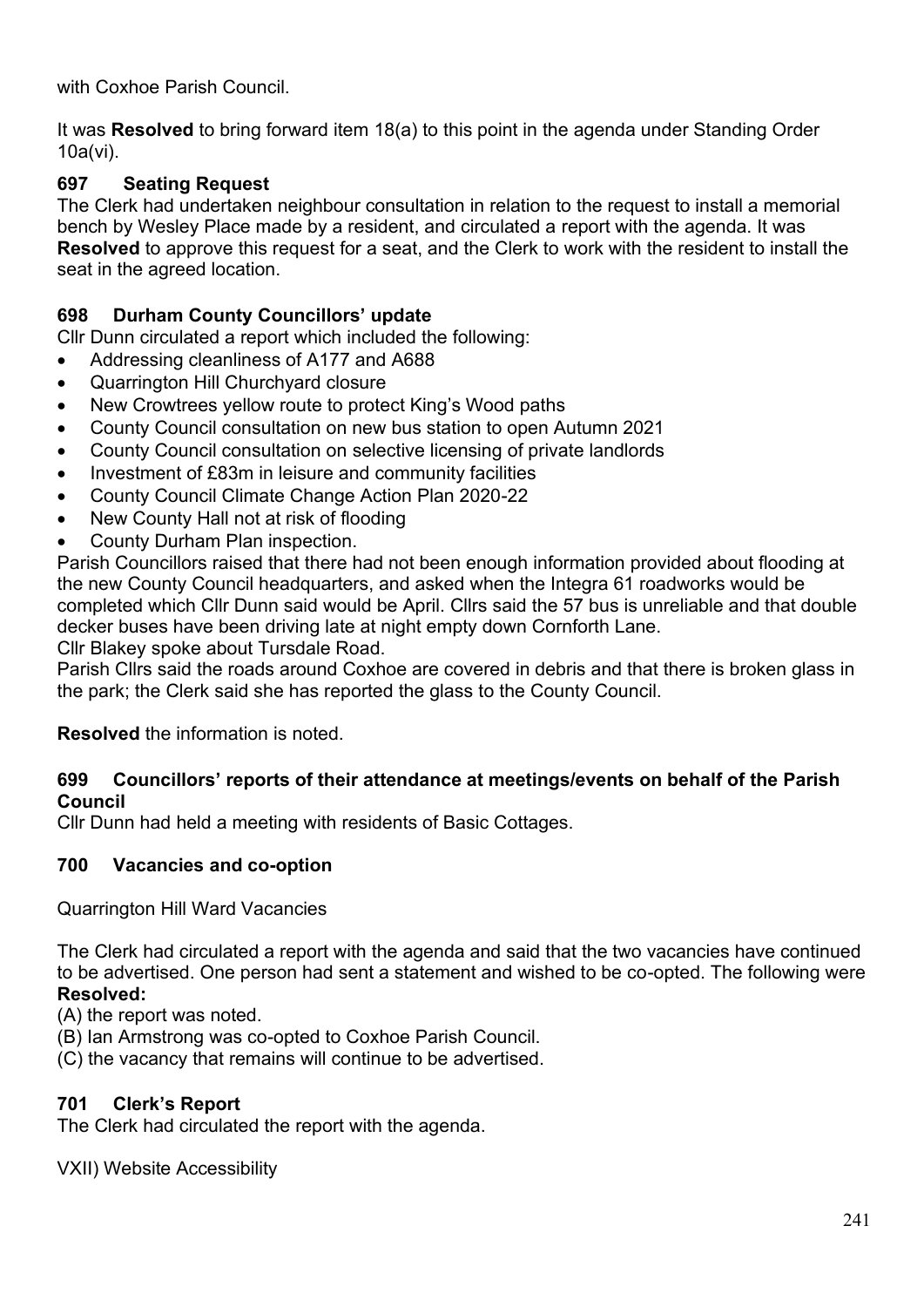with Coxhoe Parish Council.

It was **Resolved** to bring forward item 18(a) to this point in the agenda under Standing Order 10a(vi).

### 697 Seating Request

The Clerk had undertaken neighbour consultation in relation to the request to install a memorial bench by Wesley Place made by a resident, and circulated a report with the agenda. It was **Resolved** to approve this request for a seat, and the Clerk to work with the resident to install the seat in the agreed location.

### 698 Durham County Councillors' update

Cllr Dunn circulated a report which included the following:

- Addressing cleanliness of A177 and A688
- Quarrington Hill Churchyard closure
- New Crowtrees yellow route to protect King's Wood paths
- County Council consultation on new bus station to open Autumn 2021
- County Council consultation on selective licensing of private landlords
- Investment of £83m in leisure and community facilities
- County Council Climate Change Action Plan 2020-22
- New County Hall not at risk of flooding
- County Durham Plan inspection.

Parish Councillors raised that there had not been enough information provided about flooding at the new County Council headquarters, and asked when the Integra 61 roadworks would be completed which Cllr Dunn said would be April. Cllrs said the 57 bus is unreliable and that double decker buses have been driving late at night empty down Cornforth Lane.

Cllr Blakey spoke about Tursdale Road.

Parish Cllrs said the roads around Coxhoe are covered in debris and that there is broken glass in the park; the Clerk said she has reported the glass to the County Council.

**Resolved** the information is noted.

### 699 Councillors' reports of their attendance at meetings/events on behalf of the Parish Council

Cllr Dunn had held a meeting with residents of Basic Cottages.

### 700 Vacancies and co-option

Quarrington Hill Ward Vacancies

The Clerk had circulated a report with the agenda and said that the two vacancies have continued to be advertised. One person had sent a statement and wished to be co-opted. The following were **Resolved:**

(A) the report was noted.
(B) Ian Armstrong was co-opted to Coxhoe Parish Council.
(C) the vacancy that remains will continue to be advertised.

### 701 Clerk's Report

The Clerk had circulated the report with the agenda.

VXII) Website Accessibility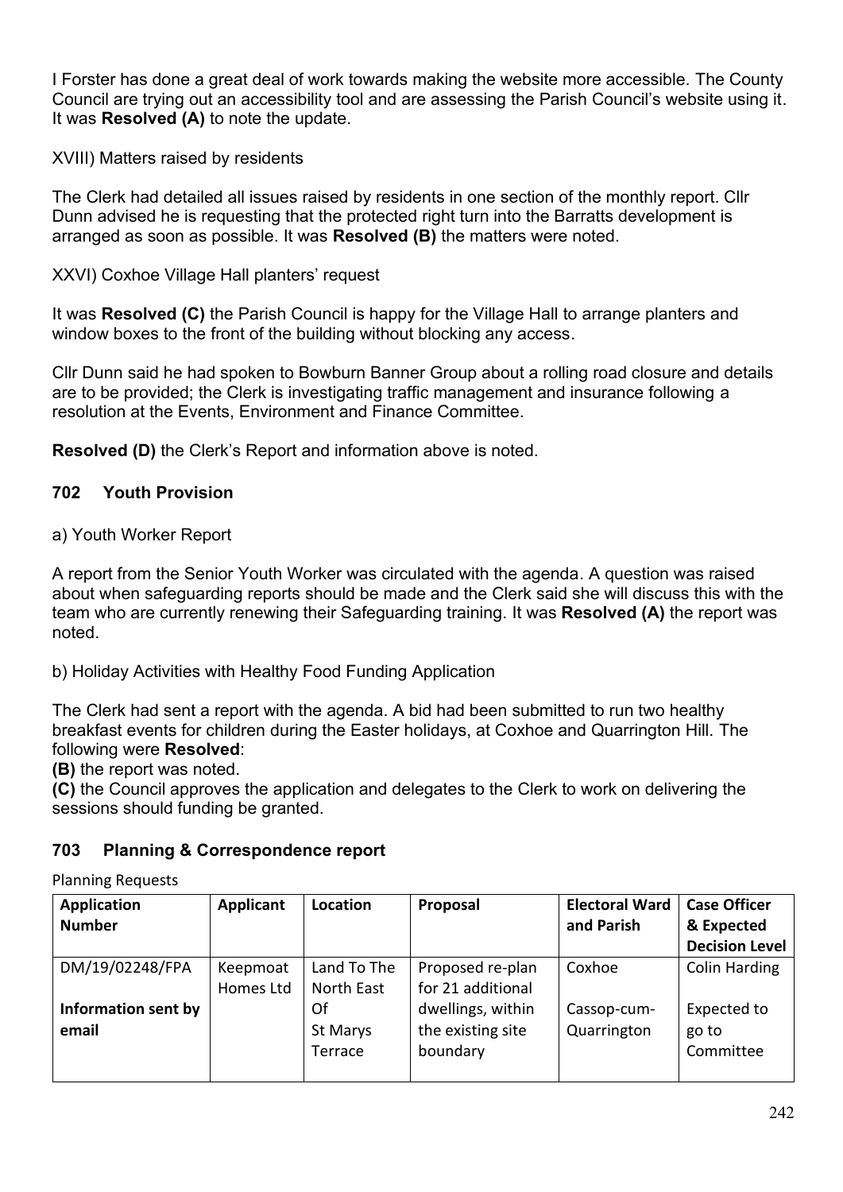I Forster has done a great deal of work towards making the website more accessible. The County Council are trying out an accessibility tool and are assessing the Parish Council's website using it. It was **Resolved (A)** to note the update.

XVIII) Matters raised by residents

The Clerk had detailed all issues raised by residents in one section of the monthly report. Cllr Dunn advised he is requesting that the protected right turn into the Barratts development is arranged as soon as possible. It was **Resolved (B)** the matters were noted.

XXVI) Coxhoe Village Hall planters' request

It was **Resolved (C)** the Parish Council is happy for the Village Hall to arrange planters and window boxes to the front of the building without blocking any access.

Cllr Dunn said he had spoken to Bowburn Banner Group about a rolling road closure and details are to be provided; the Clerk is investigating traffic management and insurance following a resolution at the Events, Environment and Finance Committee.

**Resolved (D)** the Clerk's Report and information above is noted.

## 702 Youth Provision

a) Youth Worker Report

A report from the Senior Youth Worker was circulated with the agenda. A question was raised about when safeguarding reports should be made and the Clerk said she will discuss this with the team who are currently renewing their Safeguarding training. It was **Resolved (A)** the report was noted.

b) Holiday Activities with Healthy Food Funding Application

The Clerk had sent a report with the agenda. A bid had been submitted to run two healthy breakfast events for children during the Easter holidays, at Coxhoe and Quarrington Hill. The following were **Resolved**:

**(B)** the report was noted.

**(C)** the Council approves the application and delegates to the Clerk to work on delivering the sessions should funding be granted.

## 703 Planning & Correspondence report

Planning Requests

| Application Number | Applicant | Location | Proposal | Electoral Ward and Parish | Case Officer & Expected Decision Level |
|---|---|---|---|---|---|
| DM/19/02248/FPA<br><br>**Information sent by email** | Keepmoat Homes Ltd | Land To The North East Of St Marys Terrace | Proposed re-plan for 21 additional dwellings, within the existing site boundary | Coxhoe<br><br>Cassop-cum-Quarrington | Colin Harding<br><br>Expected to go to Committee |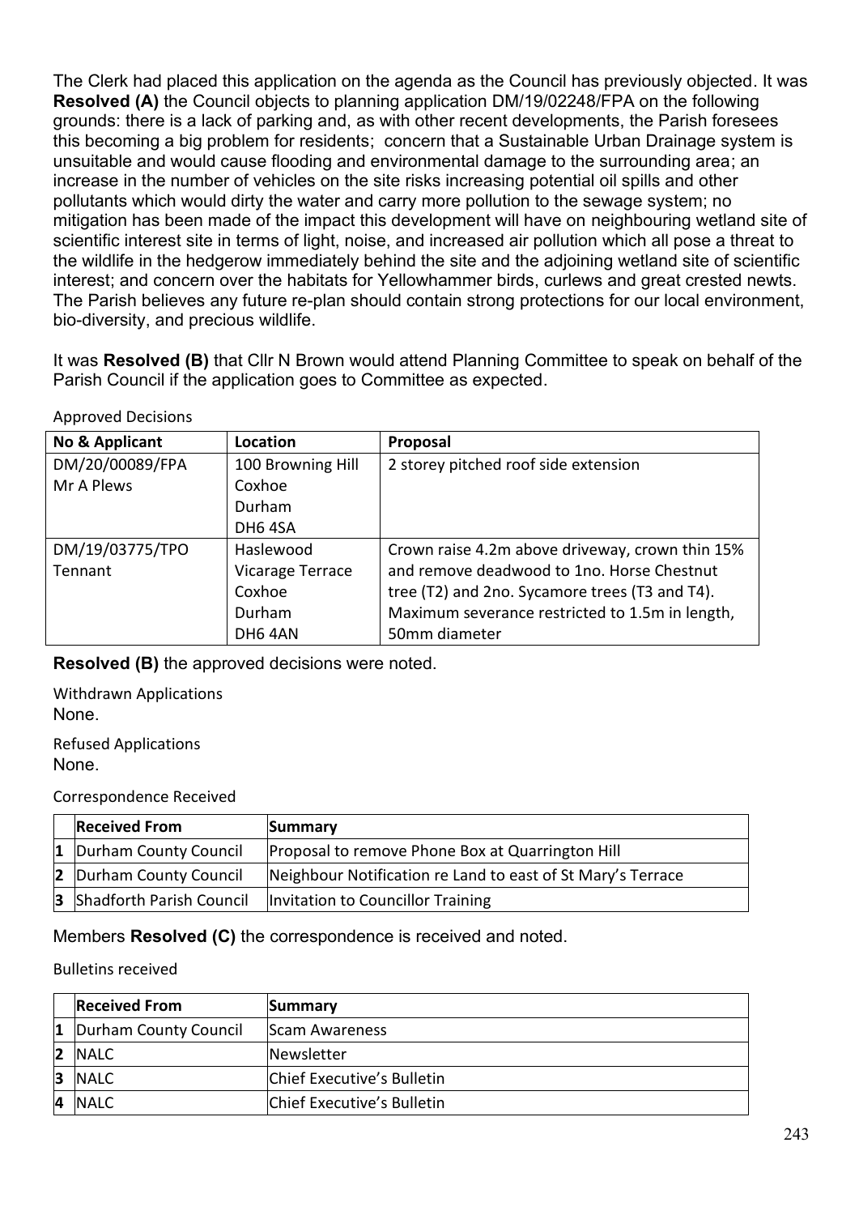The Clerk had placed this application on the agenda as the Council has previously objected. It was **Resolved (A)** the Council objects to planning application DM/19/02248/FPA on the following grounds: there is a lack of parking and, as with other recent developments, the Parish foresees this becoming a big problem for residents;  concern that a Sustainable Urban Drainage system is unsuitable and would cause flooding and environmental damage to the surrounding area; an increase in the number of vehicles on the site risks increasing potential oil spills and other pollutants which would dirty the water and carry more pollution to the sewage system; no mitigation has been made of the impact this development will have on neighbouring wetland site of scientific interest site in terms of light, noise, and increased air pollution which all pose a threat to the wildlife in the hedgerow immediately behind the site and the adjoining wetland site of scientific interest; and concern over the habitats for Yellowhammer birds, curlews and great crested newts. The Parish believes any future re-plan should contain strong protections for our local environment, bio-diversity, and precious wildlife.

It was **Resolved (B)** that Cllr N Brown would attend Planning Committee to speak on behalf of the Parish Council if the application goes to Committee as expected.

Approved Decisions

| No & Applicant | Location | Proposal |
|---|---|---|
| DM/20/00089/FPA<br>Mr A Plews | 100 Browning Hill<br>Coxhoe<br>Durham<br>DH6 4SA | 2 storey pitched roof side extension |
| DM/19/03775/TPO<br>Tennant | Haslewood<br>Vicarage Terrace<br>Coxhoe<br>Durham<br>DH6 4AN | Crown raise 4.2m above driveway, crown thin 15% and remove deadwood to 1no. Horse Chestnut tree (T2) and 2no. Sycamore trees (T3 and T4). Maximum severance restricted to 1.5m in length, 50mm diameter |

**Resolved (B)** the approved decisions were noted.

Withdrawn Applications
None.

Refused Applications
None.

Correspondence Received

| | Received From | Summary |
|---|---|---|
| 1 | Durham County Council | Proposal to remove Phone Box at Quarrington Hill |
| 2 | Durham County Council | Neighbour Notification re Land to east of St Mary's Terrace |
| 3 | Shadforth Parish Council | Invitation to Councillor Training |

Members **Resolved (C)** the correspondence is received and noted.

Bulletins received

| | Received From | Summary |
|---|---|---|
| 1 | Durham County Council | Scam Awareness |
| 2 | NALC | Newsletter |
| 3 | NALC | Chief Executive's Bulletin |
| 4 | NALC | Chief Executive's Bulletin |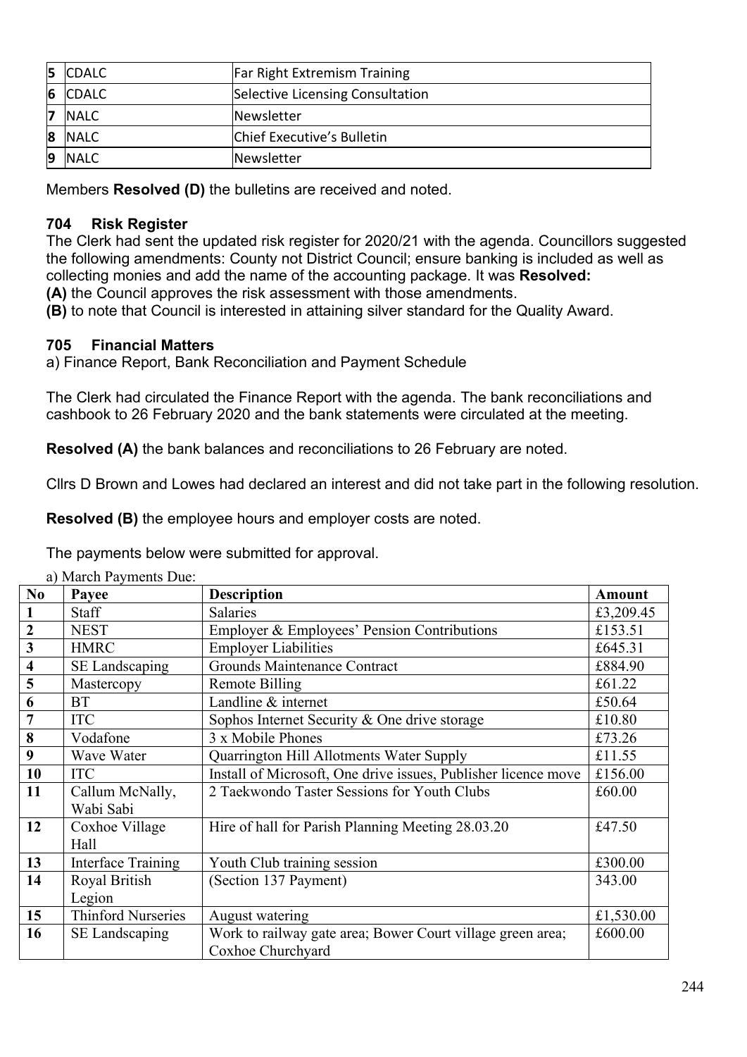| 5 | CDALC | Far Right Extremism Training |
|---|---|---|
| 6 | CDALC | Selective Licensing Consultation |
| 7 | NALC | Newsletter |
| 8 | NALC | Chief Executive's Bulletin |
| 9 | NALC | Newsletter |

Members **Resolved (D)** the bulletins are received and noted.

### 704 Risk Register

The Clerk had sent the updated risk register for 2020/21 with the agenda. Councillors suggested the following amendments: County not District Council; ensure banking is included as well as collecting monies and add the name of the accounting package. It was **Resolved:**

**(A)** the Council approves the risk assessment with those amendments.

**(B)** to note that Council is interested in attaining silver standard for the Quality Award.

### 705 Financial Matters

a) Finance Report, Bank Reconciliation and Payment Schedule

The Clerk had circulated the Finance Report with the agenda. The bank reconciliations and cashbook to 26 February 2020 and the bank statements were circulated at the meeting.

**Resolved (A)** the bank balances and reconciliations to 26 February are noted.

Cllrs D Brown and Lowes had declared an interest and did not take part in the following resolution.

**Resolved (B)** the employee hours and employer costs are noted.

The payments below were submitted for approval.

a) March Payments Due:

| No | Payee | Description | Amount |
|---|---|---|---|
| 1 | Staff | Salaries | £3,209.45 |
| 2 | NEST | Employer & Employees' Pension Contributions | £153.51 |
| 3 | HMRC | Employer Liabilities | £645.31 |
| 4 | SE Landscaping | Grounds Maintenance Contract | £884.90 |
| 5 | Mastercopy | Remote Billing | £61.22 |
| 6 | BT | Landline & internet | £50.64 |
| 7 | ITC | Sophos Internet Security & One drive storage | £10.80 |
| 8 | Vodafone | 3 x Mobile Phones | £73.26 |
| 9 | Wave Water | Quarrington Hill Allotments Water Supply | £11.55 |
| 10 | ITC | Install of Microsoft, One drive issues, Publisher licence move | £156.00 |
| 11 | Callum McNally, Wabi Sabi | 2 Taekwondo Taster Sessions for Youth Clubs | £60.00 |
| 12 | Coxhoe Village Hall | Hire of hall for Parish Planning Meeting 28.03.20 | £47.50 |
| 13 | Interface Training | Youth Club training session | £300.00 |
| 14 | Royal British Legion | (Section 137 Payment) | 343.00 |
| 15 | Thinford Nurseries | August watering | £1,530.00 |
| 16 | SE Landscaping | Work to railway gate area; Bower Court village green area; Coxhoe Churchyard | £600.00 |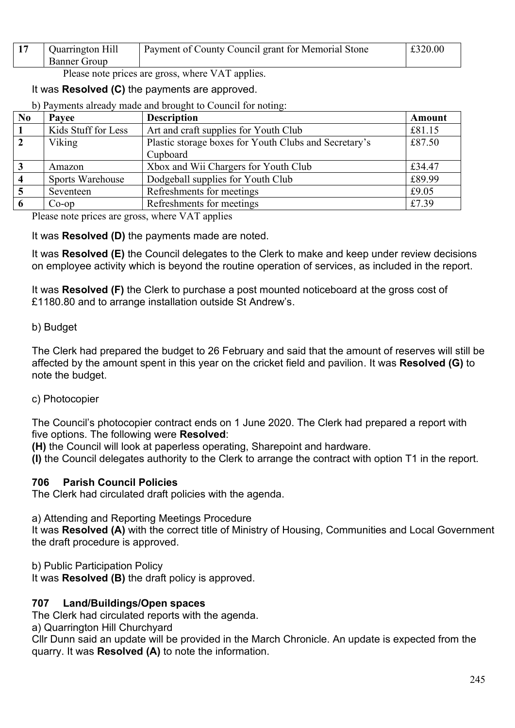| 17 | Quarrington Hill Banner Group | Payment of County Council grant for Memorial Stone | £320.00 |
|---|---|---|---|

Please note prices are gross, where VAT applies.

It was **Resolved (C)** the payments are approved.

b) Payments already made and brought to Council for noting:

| No | Payee | Description | Amount |
|---|---|---|---|
| 1 | Kids Stuff for Less | Art and craft supplies for Youth Club | £81.15 |
| 2 | Viking | Plastic storage boxes for Youth Clubs and Secretary's Cupboard | £87.50 |
| 3 | Amazon | Xbox and Wii Chargers for Youth Club | £34.47 |
| 4 | Sports Warehouse | Dodgeball supplies for Youth Club | £89.99 |
| 5 | Seventeen | Refreshments for meetings | £9.05 |
| 6 | Co-op | Refreshments for meetings | £7.39 |

Please note prices are gross, where VAT applies

It was **Resolved (D)** the payments made are noted.

It was **Resolved (E)** the Council delegates to the Clerk to make and keep under review decisions on employee activity which is beyond the routine operation of services, as included in the report.

It was **Resolved (F)** the Clerk to purchase a post mounted noticeboard at the gross cost of £1180.80 and to arrange installation outside St Andrew's.

b) Budget

The Clerk had prepared the budget to 26 February and said that the amount of reserves will still be affected by the amount spent in this year on the cricket field and pavilion. It was **Resolved (G)** to note the budget.

c) Photocopier

The Council's photocopier contract ends on 1 June 2020. The Clerk had prepared a report with five options. The following were **Resolved**:

**(H)** the Council will look at paperless operating, Sharepoint and hardware.

**(I)** the Council delegates authority to the Clerk to arrange the contract with option T1 in the report.

### 706 Parish Council Policies

The Clerk had circulated draft policies with the agenda.

a) Attending and Reporting Meetings Procedure

It was **Resolved (A)** with the correct title of Ministry of Housing, Communities and Local Government the draft procedure is approved.

b) Public Participation Policy

It was **Resolved (B)** the draft policy is approved.

### 707 Land/Buildings/Open spaces

The Clerk had circulated reports with the agenda.

a) Quarrington Hill Churchyard

Cllr Dunn said an update will be provided in the March Chronicle. An update is expected from the quarry. It was **Resolved (A)** to note the information.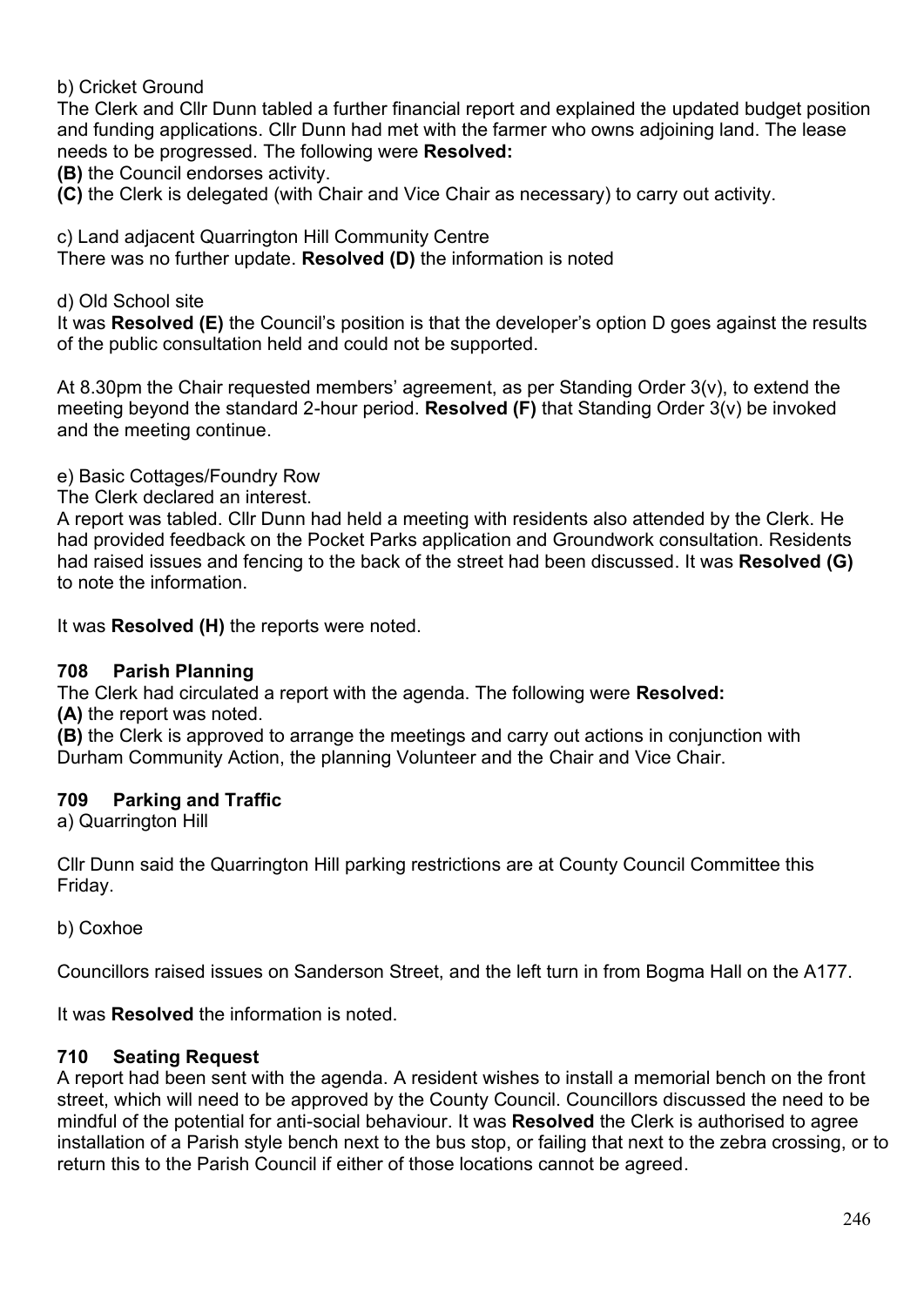b) Cricket Ground

The Clerk and Cllr Dunn tabled a further financial report and explained the updated budget position and funding applications. Cllr Dunn had met with the farmer who owns adjoining land. The lease needs to be progressed. The following were **Resolved:**

**(B)** the Council endorses activity.

**(C)** the Clerk is delegated (with Chair and Vice Chair as necessary) to carry out activity.

c) Land adjacent Quarrington Hill Community Centre

There was no further update. **Resolved (D)** the information is noted

d) Old School site

It was **Resolved (E)** the Council's position is that the developer's option D goes against the results of the public consultation held and could not be supported.

At 8.30pm the Chair requested members' agreement, as per Standing Order 3(v), to extend the meeting beyond the standard 2-hour period. **Resolved (F)** that Standing Order 3(v) be invoked and the meeting continue.

e) Basic Cottages/Foundry Row

The Clerk declared an interest.

A report was tabled. Cllr Dunn had held a meeting with residents also attended by the Clerk. He had provided feedback on the Pocket Parks application and Groundwork consultation. Residents had raised issues and fencing to the back of the street had been discussed. It was **Resolved (G)** to note the information.

It was **Resolved (H)** the reports were noted.

## 708 Parish Planning

The Clerk had circulated a report with the agenda. The following were **Resolved:**

**(A)** the report was noted.

**(B)** the Clerk is approved to arrange the meetings and carry out actions in conjunction with Durham Community Action, the planning Volunteer and the Chair and Vice Chair.

## 709 Parking and Traffic

a) Quarrington Hill

Cllr Dunn said the Quarrington Hill parking restrictions are at County Council Committee this Friday.

b) Coxhoe

Councillors raised issues on Sanderson Street, and the left turn in from Bogma Hall on the A177.

It was **Resolved** the information is noted.

## 710 Seating Request

A report had been sent with the agenda. A resident wishes to install a memorial bench on the front street, which will need to be approved by the County Council. Councillors discussed the need to be mindful of the potential for anti-social behaviour. It was **Resolved** the Clerk is authorised to agree installation of a Parish style bench next to the bus stop, or failing that next to the zebra crossing, or to return this to the Parish Council if either of those locations cannot be agreed.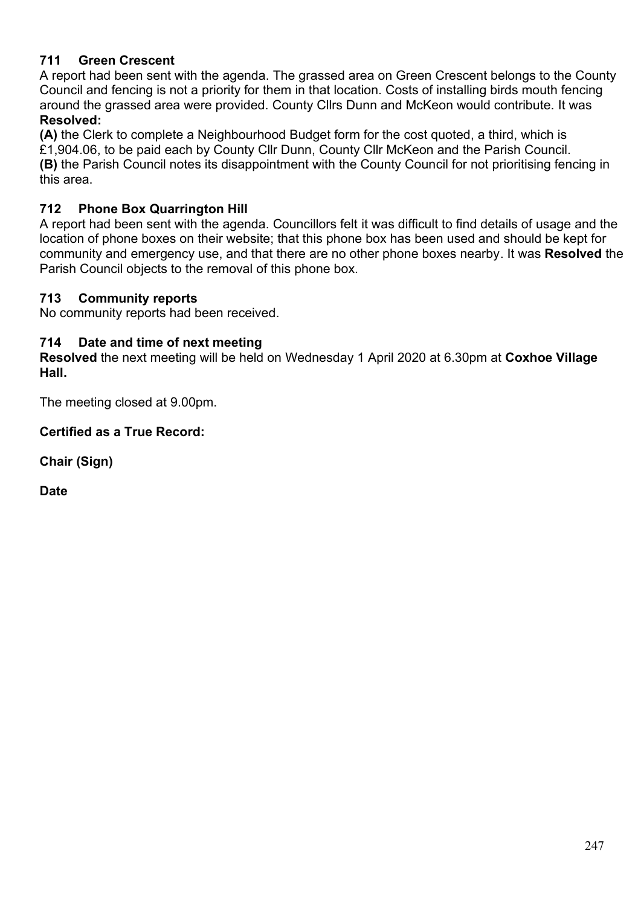### 711 Green Crescent

A report had been sent with the agenda. The grassed area on Green Crescent belongs to the County Council and fencing is not a priority for them in that location. Costs of installing birds mouth fencing around the grassed area were provided. County Cllrs Dunn and McKeon would contribute. It was **Resolved:**

**(A)** the Clerk to complete a Neighbourhood Budget form for the cost quoted, a third, which is £1,904.06, to be paid each by County Cllr Dunn, County Cllr McKeon and the Parish Council.
**(B)** the Parish Council notes its disappointment with the County Council for not prioritising fencing in this area.

### 712 Phone Box Quarrington Hill

A report had been sent with the agenda. Councillors felt it was difficult to find details of usage and the location of phone boxes on their website; that this phone box has been used and should be kept for community and emergency use, and that there are no other phone boxes nearby. It was **Resolved** the Parish Council objects to the removal of this phone box.

### 713 Community reports

No community reports had been received.

### 714 Date and time of next meeting

**Resolved** the next meeting will be held on Wednesday 1 April 2020 at 6.30pm at **Coxhoe Village Hall.**

The meeting closed at 9.00pm.

**Certified as a True Record:**

**Chair (Sign)**

**Date**